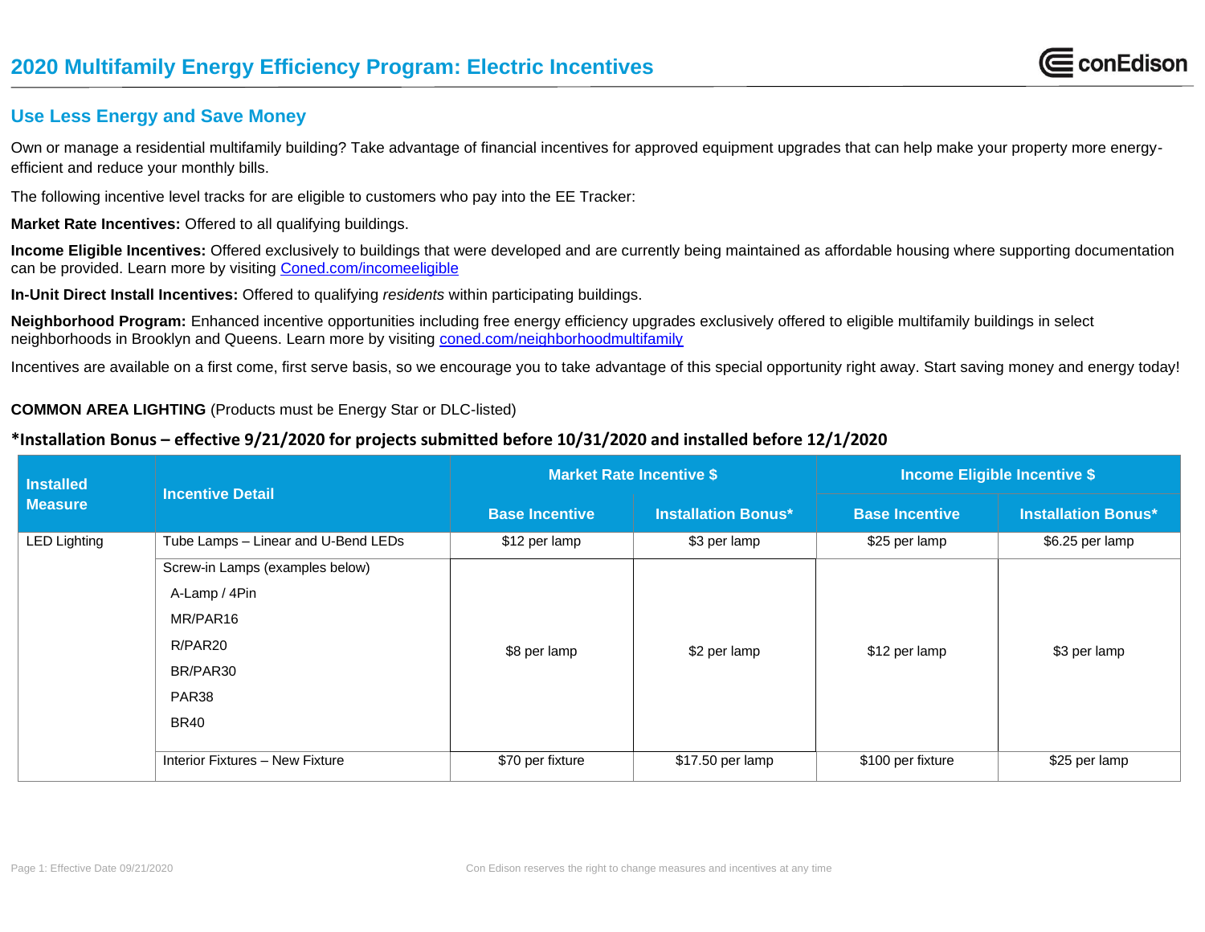# 2020 Multifamily Energy Efficiency Program: Electric Incentives

## Use Less Energy and Save Money

Own or manage a residential multifamily building? Take advantage of financial incentives for approved equipment upgrades that can help make your property more energy-efficient and reduce your monthly bills.

The following incentive level tracks for are eligible to customers who pay into the EE Tracker:

**Market Rate Incentives:** Offered to all qualifying buildings.

**Income Eligible Incentives:** Offered exclusively to buildings that were developed and are currently being maintained as affordable housing where supporting documentation can be provided. Learn more by visiting [Coned.com/incomeeligible](Coned.com/incomeeligible)

**In-Unit Direct Install Incentives:** Offered to qualifying *residents* within participating buildings.

**Neighborhood Program:** Enhanced incentive opportunities including free energy efficiency upgrades exclusively offered to eligible multifamily buildings in select neighborhoods in Brooklyn and Queens. Learn more by visiting [coned.com/neighborhoodmultifamily](coned.com/neighborhoodmultifamily)

Incentives are available on a first come, first serve basis, so we encourage you to take advantage of this special opportunity right away. Start saving money and energy today!

**COMMON AREA LIGHTING** (Products must be Energy Star or DLC-listed)

**\*Installation Bonus – effective 9/21/2020 for projects submitted before 10/31/2020 and installed before 12/1/2020**

| Installed Measure | Incentive Detail | Market Rate Incentive $ | | Income Eligible Incentive $ | |
|---|---|---|---|---|---|
| | | Base Incentive | Installation Bonus* | Base Incentive | Installation Bonus* |
| LED Lighting | Tube Lamps – Linear and U-Bend LEDs | $12 per lamp | $3 per lamp | $25 per lamp | $6.25 per lamp |
| | Screw-in Lamps (examples below)<br>A-Lamp / 4Pin<br>MR/PAR16<br>R/PAR20<br>BR/PAR30<br>PAR38<br>BR40 | $8 per lamp | $2 per lamp | $12 per lamp | $3 per lamp |
| | Interior Fixtures – New Fixture | $70 per fixture | $17.50 per lamp | $100 per fixture | $25 per lamp |

Page 1: Effective Date 09/21/2020

Con Edison reserves the right to change measures and incentives at any time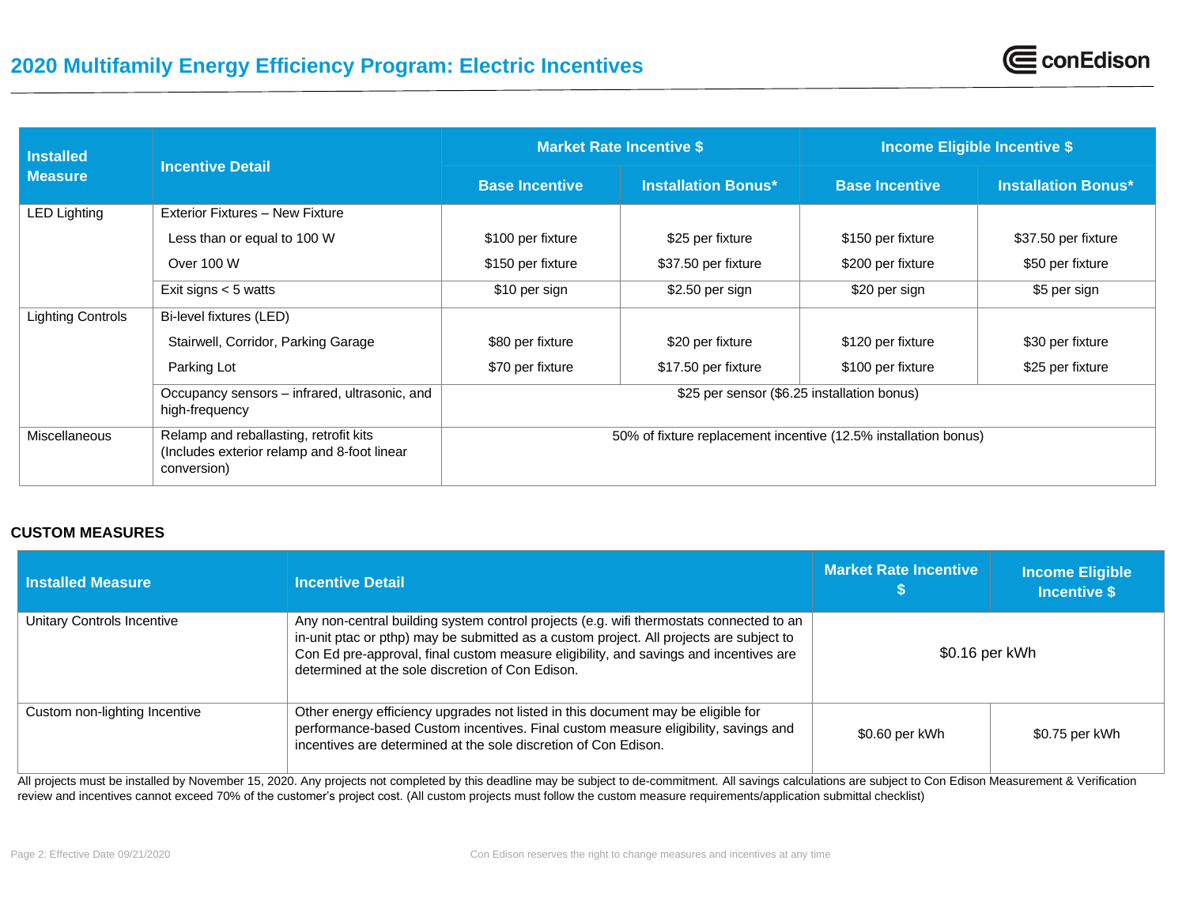# 2020 Multifamily Energy Efficiency Program: Electric Incentives

| Installed Measure | Incentive Detail | Market Rate Incentive $ | | Income Eligible Incentive $ | |
|---|---|---|---|---|---|
| | | Base Incentive | Installation Bonus* | Base Incentive | Installation Bonus* |
| LED Lighting | Exterior Fixtures – New Fixture | | | | |
| | Less than or equal to 100 W | $100 per fixture | $25 per fixture | $150 per fixture | $37.50 per fixture |
| | Over 100 W | $150 per fixture | $37.50 per fixture | $200 per fixture | $50 per fixture |
| | Exit signs < 5 watts | $10 per sign | $2.50 per sign | $20 per sign | $5 per sign |
| Lighting Controls | Bi-level fixtures (LED) | | | | |
| | Stairwell, Corridor, Parking Garage | $80 per fixture | $20 per fixture | $120 per fixture | $30 per fixture |
| | Parking Lot | $70 per fixture | $17.50 per fixture | $100 per fixture | $25 per fixture |
| | Occupancy sensors – infrared, ultrasonic, and high-frequency | $25 per sensor ($6.25 installation bonus) | | | |
| Miscellaneous | Relamp and reballasting, retrofit kits (Includes exterior relamp and 8-foot linear conversion) | 50% of fixture replacement incentive (12.5% installation bonus) | | | |

## CUSTOM MEASURES

| Installed Measure | Incentive Detail | Market Rate Incentive $ | Income Eligible Incentive $ |
|---|---|---|---|
| Unitary Controls Incentive | Any non-central building system control projects (e.g. wifi thermostats connected to an in-unit ptac or pthp) may be submitted as a custom project. All projects are subject to Con Ed pre-approval, final custom measure eligibility, and savings and incentives are determined at the sole discretion of Con Edison. | $0.16 per kWh | |
| Custom non-lighting Incentive | Other energy efficiency upgrades not listed in this document may be eligible for performance-based Custom incentives. Final custom measure eligibility, savings and incentives are determined at the sole discretion of Con Edison. | $0.60 per kWh | $0.75 per kWh |

All projects must be installed by November 15, 2020. Any projects not completed by this deadline may be subject to de-commitment. All savings calculations are subject to Con Edison Measurement & Verification review and incentives cannot exceed 70% of the customer's project cost. (All custom projects must follow the custom measure requirements/application submittal checklist)

Page 2: Effective Date 09/21/2020

Con Edison reserves the right to change measures and incentives at any time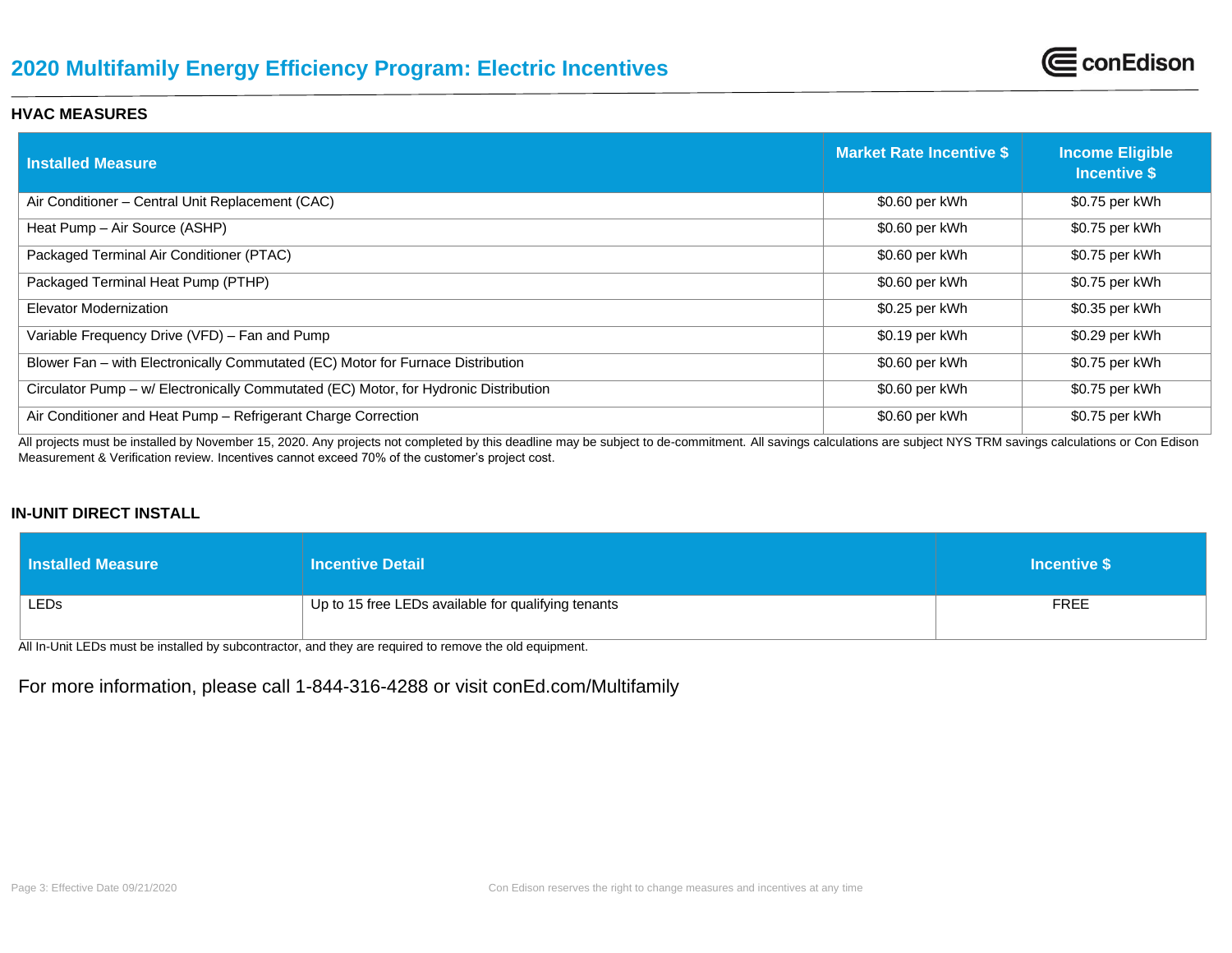# 2020 Multifamily Energy Efficiency Program: Electric Incentives

## HVAC MEASURES

| Installed Measure | Market Rate Incentive $ | Income Eligible Incentive $ |
|---|---|---|
| Air Conditioner – Central Unit Replacement (CAC) | $0.60 per kWh | $0.75 per kWh |
| Heat Pump – Air Source (ASHP) | $0.60 per kWh | $0.75 per kWh |
| Packaged Terminal Air Conditioner (PTAC) | $0.60 per kWh | $0.75 per kWh |
| Packaged Terminal Heat Pump (PTHP) | $0.60 per kWh | $0.75 per kWh |
| Elevator Modernization | $0.25 per kWh | $0.35 per kWh |
| Variable Frequency Drive (VFD) – Fan and Pump | $0.19 per kWh | $0.29 per kWh |
| Blower Fan – with Electronically Commutated (EC) Motor for Furnace Distribution | $0.60 per kWh | $0.75 per kWh |
| Circulator Pump – w/ Electronically Commutated (EC) Motor, for Hydronic Distribution | $0.60 per kWh | $0.75 per kWh |
| Air Conditioner and Heat Pump – Refrigerant Charge Correction | $0.60 per kWh | $0.75 per kWh |

All projects must be installed by November 15, 2020. Any projects not completed by this deadline may be subject to de-commitment. All savings calculations are subject NYS TRM savings calculations or Con Edison Measurement & Verification review. Incentives cannot exceed 70% of the customer's project cost.

## IN-UNIT DIRECT INSTALL

| Installed Measure | Incentive Detail | Incentive $ |
|---|---|---|
| LEDs | Up to 15 free LEDs available for qualifying tenants | FREE |

All In-Unit LEDs must be installed by subcontractor, and they are required to remove the old equipment.

For more information, please call 1-844-316-4288 or visit conEd.com/Multifamily

Page 3: Effective Date 09/21/2020

Con Edison reserves the right to change measures and incentives at any time